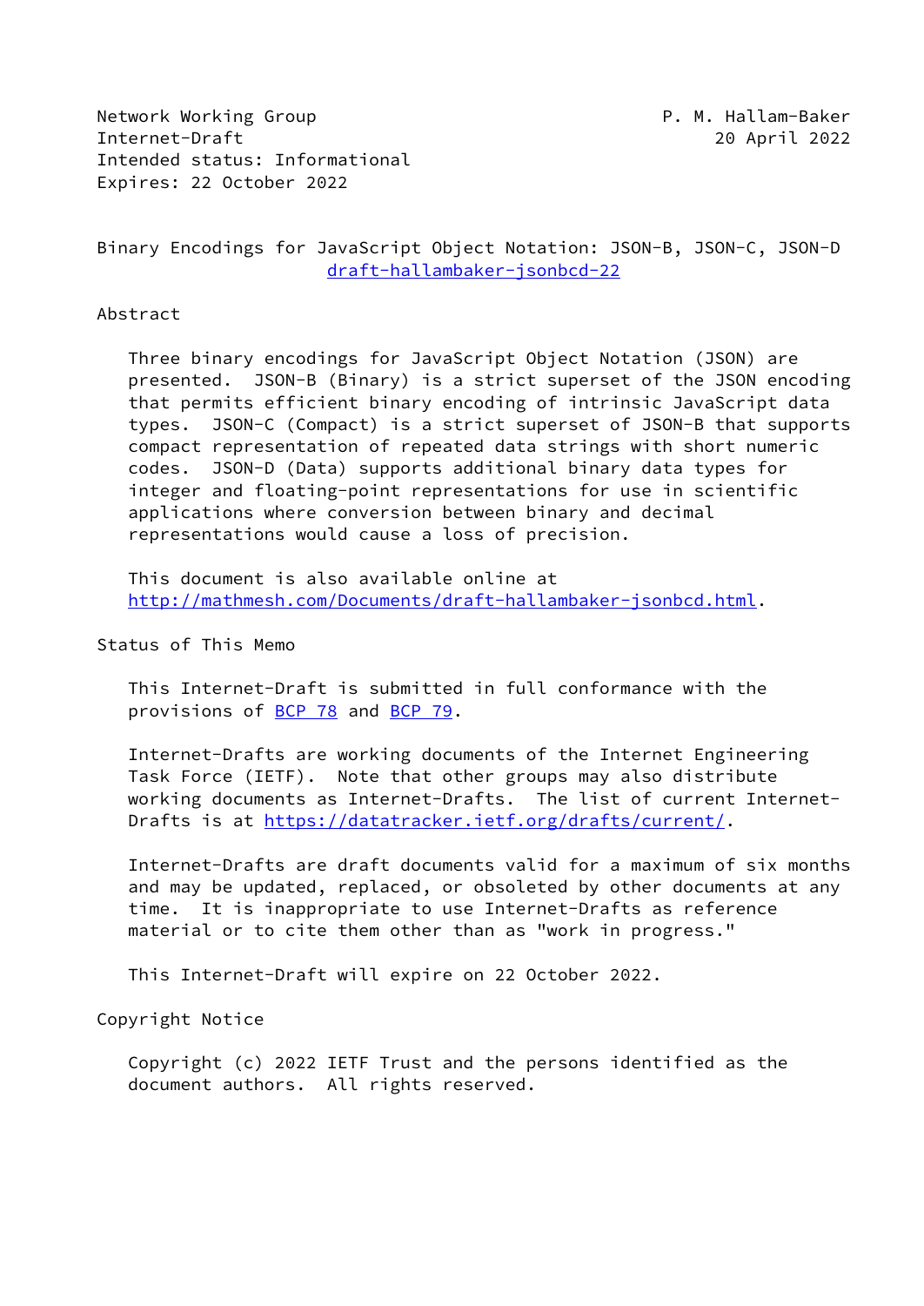Network Working Group P. M. Hallam-Baker
Internet-Draft 20 April 2022
Intended status: Informational
Expires: 22 October 2022

# Binary Encodings for JavaScript Object Notation: JSON-B, JSON-C, JSON-D

draft-hallambaker-jsonbcd-22

## Abstract

Three binary encodings for JavaScript Object Notation (JSON) are presented. JSON-B (Binary) is a strict superset of the JSON encoding that permits efficient binary encoding of intrinsic JavaScript data types. JSON-C (Compact) is a strict superset of JSON-B that supports compact representation of repeated data strings with short numeric codes. JSON-D (Data) supports additional binary data types for integer and floating-point representations for use in scientific applications where conversion between binary and decimal representations would cause a loss of precision.

This document is also available online at http://mathmesh.com/Documents/draft-hallambaker-jsonbcd.html.

## Status of This Memo

This Internet-Draft is submitted in full conformance with the provisions of BCP 78 and BCP 79.

Internet-Drafts are working documents of the Internet Engineering Task Force (IETF). Note that other groups may also distribute working documents as Internet-Drafts. The list of current Internet-Drafts is at https://datatracker.ietf.org/drafts/current/.

Internet-Drafts are draft documents valid for a maximum of six months and may be updated, replaced, or obsoleted by other documents at any time. It is inappropriate to use Internet-Drafts as reference material or to cite them other than as "work in progress."

This Internet-Draft will expire on 22 October 2022.

## Copyright Notice

Copyright (c) 2022 IETF Trust and the persons identified as the document authors. All rights reserved.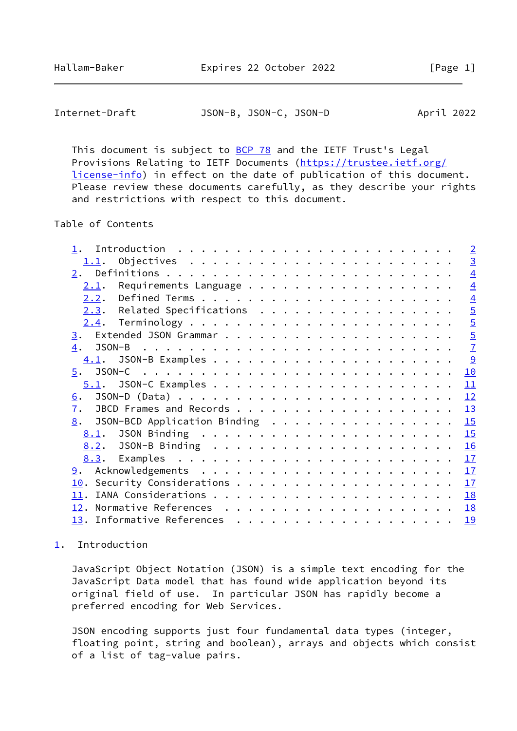This document is subject to BCP 78 and the IETF Trust's Legal Provisions Relating to IETF Documents (https://trustee.ietf.org/license-info) in effect on the date of publication of this document. Please review these documents carefully, as they describe your rights and restrictions with respect to this document.

Table of Contents

- 1. Introduction . . . . . . . . . . . . . . . . . . . . . . . . 2
  - 1.1. Objectives . . . . . . . . . . . . . . . . . . . . . . . 3
- 2. Definitions . . . . . . . . . . . . . . . . . . . . . . . . 4
  - 2.1. Requirements Language . . . . . . . . . . . . . . . . . 4
  - 2.2. Defined Terms . . . . . . . . . . . . . . . . . . . . . 4
  - 2.3. Related Specifications . . . . . . . . . . . . . . . . . 5
  - 2.4. Terminology . . . . . . . . . . . . . . . . . . . . . . 5
- 3. Extended JSON Grammar . . . . . . . . . . . . . . . . . . . 5
- 4. JSON-B . . . . . . . . . . . . . . . . . . . . . . . . . . 7
  - 4.1. JSON-B Examples . . . . . . . . . . . . . . . . . . . . 9
- 5. JSON-C . . . . . . . . . . . . . . . . . . . . . . . . . . 10
  - 5.1. JSON-C Examples . . . . . . . . . . . . . . . . . . . . 11
- 6. JSON-D (Data) . . . . . . . . . . . . . . . . . . . . . . . 12
- 7. JBCD Frames and Records . . . . . . . . . . . . . . . . . . 13
- 8. JSON-BCD Application Binding . . . . . . . . . . . . . . . . 15
  - 8.1. JSON Binding . . . . . . . . . . . . . . . . . . . . . . 15
  - 8.2. JSON-B Binding . . . . . . . . . . . . . . . . . . . . . 16
  - 8.3. Examples . . . . . . . . . . . . . . . . . . . . . . . . 17
- 9. Acknowledgements . . . . . . . . . . . . . . . . . . . . . . 17
- 10. Security Considerations . . . . . . . . . . . . . . . . . . 17
- 11. IANA Considerations . . . . . . . . . . . . . . . . . . . . 18
- 12. Normative References . . . . . . . . . . . . . . . . . . . 18
- 13. Informative References . . . . . . . . . . . . . . . . . . 19

# 1. Introduction

JavaScript Object Notation (JSON) is a simple text encoding for the JavaScript Data model that has found wide application beyond its original field of use. In particular JSON has rapidly become a preferred encoding for Web Services.

JSON encoding supports just four fundamental data types (integer, floating point, string and boolean), arrays and objects which consist of a list of tag-value pairs.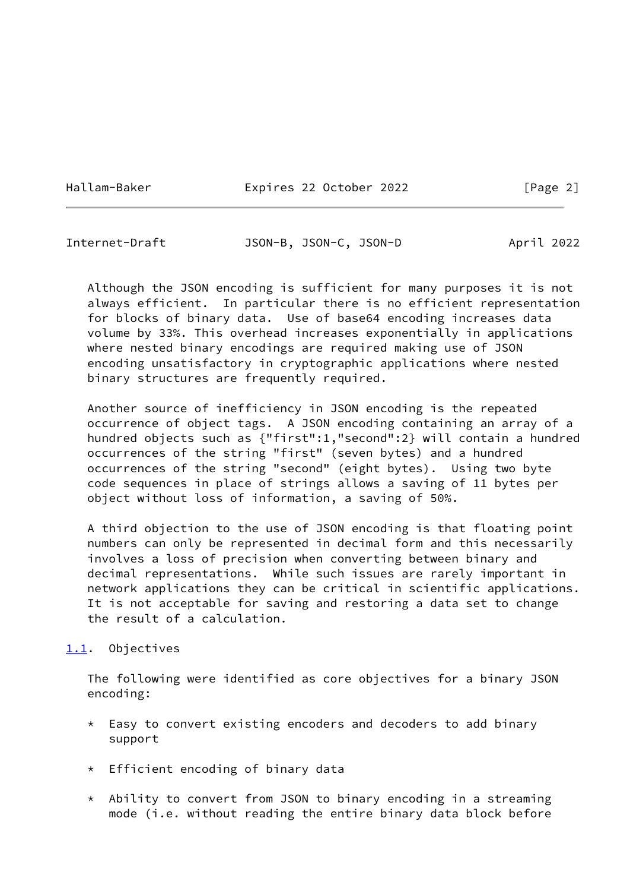Although the JSON encoding is sufficient for many purposes it is not always efficient. In particular there is no efficient representation for blocks of binary data. Use of base64 encoding increases data volume by 33%. This overhead increases exponentially in applications where nested binary encodings are required making use of JSON encoding unsatisfactory in cryptographic applications where nested binary structures are frequently required.

Another source of inefficiency in JSON encoding is the repeated occurrence of object tags. A JSON encoding containing an array of a hundred objects such as {"first":1,"second":2} will contain a hundred occurrences of the string "first" (seven bytes) and a hundred occurrences of the string "second" (eight bytes). Using two byte code sequences in place of strings allows a saving of 11 bytes per object without loss of information, a saving of 50%.

A third objection to the use of JSON encoding is that floating point numbers can only be represented in decimal form and this necessarily involves a loss of precision when converting between binary and decimal representations. While such issues are rarely important in network applications they can be critical in scientific applications. It is not acceptable for saving and restoring a data set to change the result of a calculation.

## 1.1. Objectives

The following were identified as core objectives for a binary JSON encoding:

* Easy to convert existing encoders and decoders to add binary support

* Efficient encoding of binary data

* Ability to convert from JSON to binary encoding in a streaming mode (i.e. without reading the entire binary data block before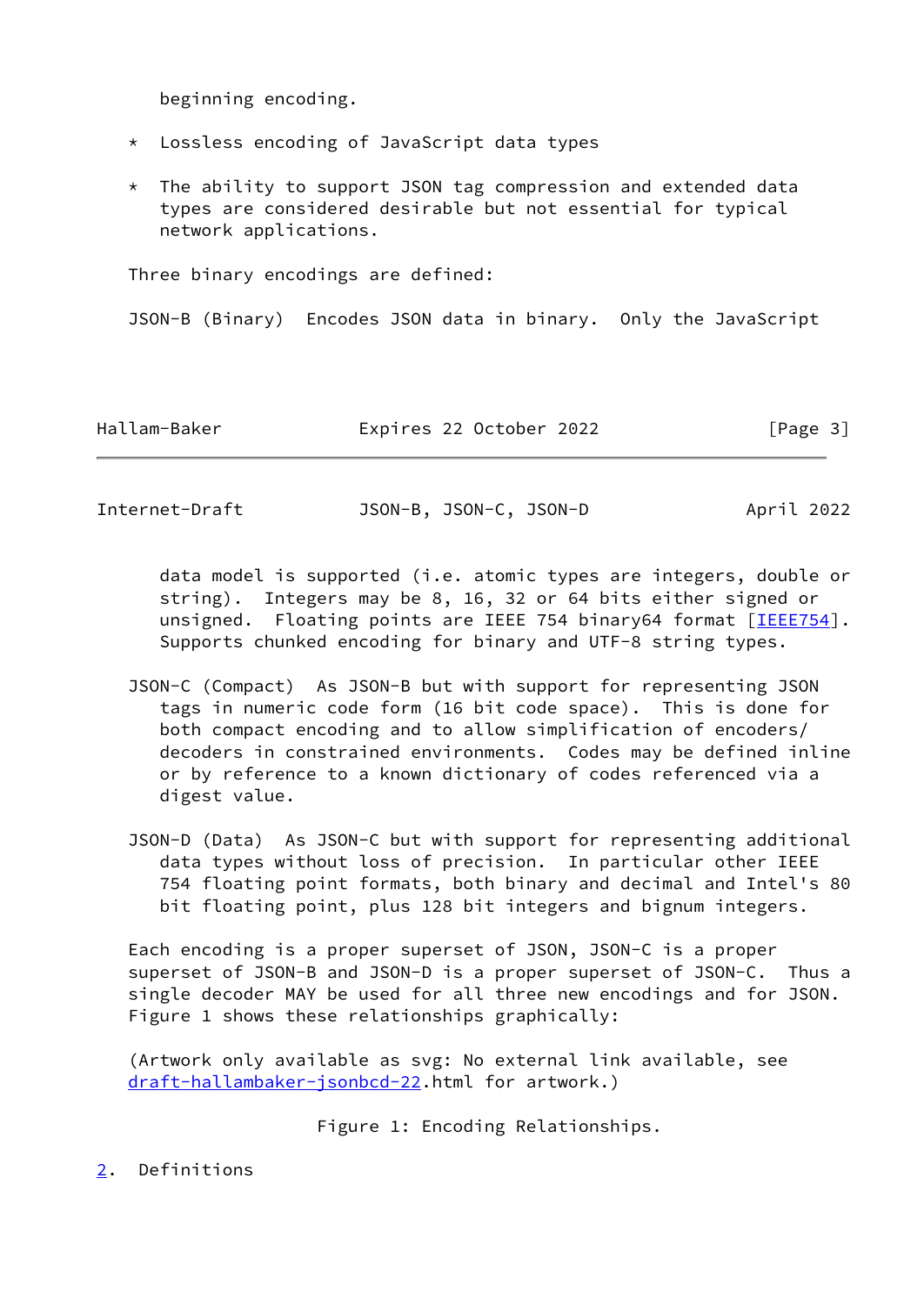beginning encoding.

* Lossless encoding of JavaScript data types

* The ability to support JSON tag compression and extended data types are considered desirable but not essential for typical network applications.

Three binary encodings are defined:

JSON-B (Binary) Encodes JSON data in binary. Only the JavaScript data model is supported (i.e. atomic types are integers, double or string). Integers may be 8, 16, 32 or 64 bits either signed or unsigned. Floating points are IEEE 754 binary64 format [IEEE754]. Supports chunked encoding for binary and UTF-8 string types.

JSON-C (Compact) As JSON-B but with support for representing JSON tags in numeric code form (16 bit code space). This is done for both compact encoding and to allow simplification of encoders/decoders in constrained environments. Codes may be defined inline or by reference to a known dictionary of codes referenced via a digest value.

JSON-D (Data) As JSON-C but with support for representing additional data types without loss of precision. In particular other IEEE 754 floating point formats, both binary and decimal and Intel's 80 bit floating point, plus 128 bit integers and bignum integers.

Each encoding is a proper superset of JSON, JSON-C is a proper superset of JSON-B and JSON-D is a proper superset of JSON-C. Thus a single decoder MAY be used for all three new encodings and for JSON. Figure 1 shows these relationships graphically:

(Artwork only available as svg: No external link available, see draft-hallambaker-jsonbcd-22.html for artwork.)

Figure 1: Encoding Relationships.

## 2. Definitions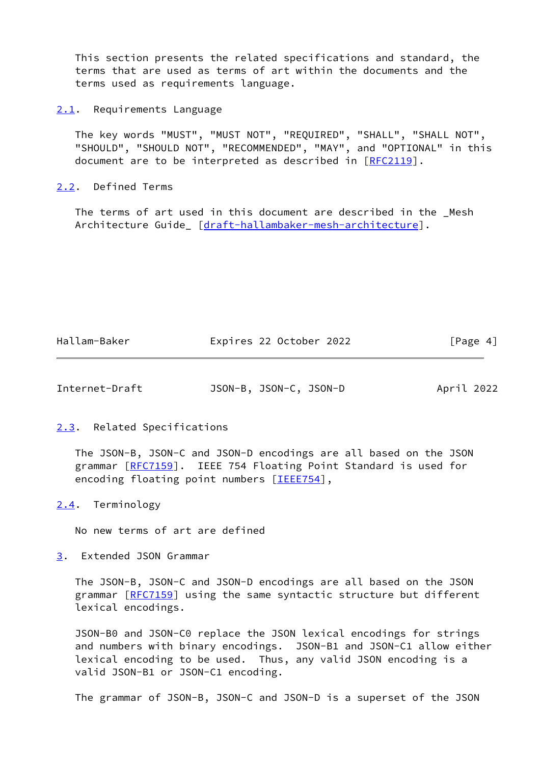This section presents the related specifications and standard, the terms that are used as terms of art within the documents and the terms used as requirements language.

## 2.1. Requirements Language

The key words "MUST", "MUST NOT", "REQUIRED", "SHALL", "SHALL NOT", "SHOULD", "SHOULD NOT", "RECOMMENDED", "MAY", and "OPTIONAL" in this document are to be interpreted as described in [RFC2119].

## 2.2. Defined Terms

The terms of art used in this document are described in the _Mesh Architecture Guide_ [draft-hallambaker-mesh-architecture].

## 2.3. Related Specifications

The JSON-B, JSON-C and JSON-D encodings are all based on the JSON grammar [RFC7159]. IEEE 754 Floating Point Standard is used for encoding floating point numbers [IEEE754],

## 2.4. Terminology

No new terms of art are defined

# 3. Extended JSON Grammar

The JSON-B, JSON-C and JSON-D encodings are all based on the JSON grammar [RFC7159] using the same syntactic structure but different lexical encodings.

JSON-B0 and JSON-C0 replace the JSON lexical encodings for strings and numbers with binary encodings. JSON-B1 and JSON-C1 allow either lexical encoding to be used. Thus, any valid JSON encoding is a valid JSON-B1 or JSON-C1 encoding.

The grammar of JSON-B, JSON-C and JSON-D is a superset of the JSON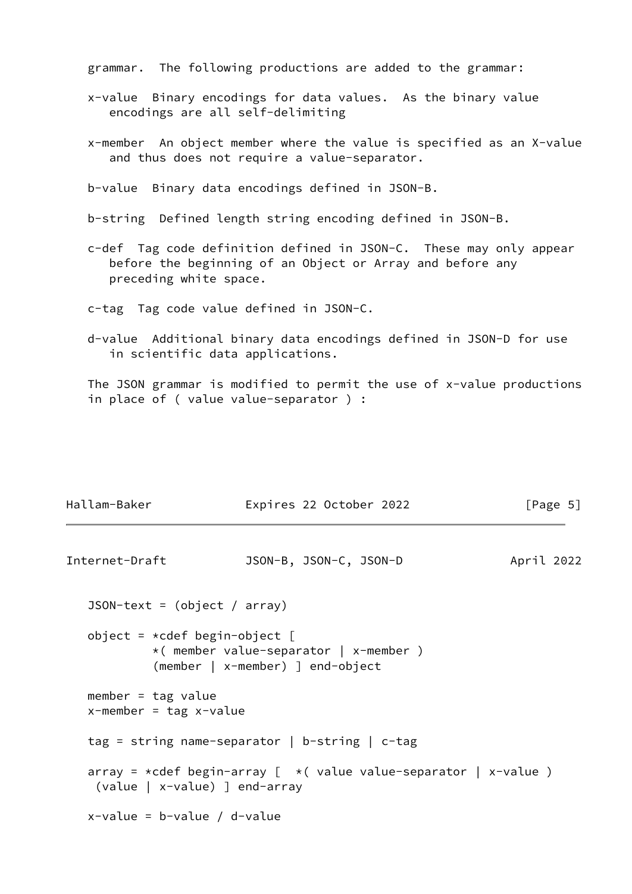grammar. The following productions are added to the grammar:

x-value
: Binary encodings for data values. As the binary value encodings are all self-delimiting

x-member
: An object member where the value is specified as an X-value and thus does not require a value-separator.

b-value
: Binary data encodings defined in JSON-B.

b-string
: Defined length string encoding defined in JSON-B.

c-def
: Tag code definition defined in JSON-C. These may only appear before the beginning of an Object or Array and before any preceding white space.

c-tag
: Tag code value defined in JSON-C.

d-value
: Additional binary data encodings defined in JSON-D for use in scientific data applications.

The JSON grammar is modified to permit the use of x-value productions in place of ( value value-separator ) :

```
JSON-text = (object / array)

object = *cdef begin-object [
         *( member value-separator | x-member )
         (member | x-member) ] end-object

member = tag value
x-member = tag x-value

tag = string name-separator | b-string | c-tag

array = *cdef begin-array [  *( value value-separator | x-value )
 (value | x-value) ] end-array

x-value = b-value / d-value
```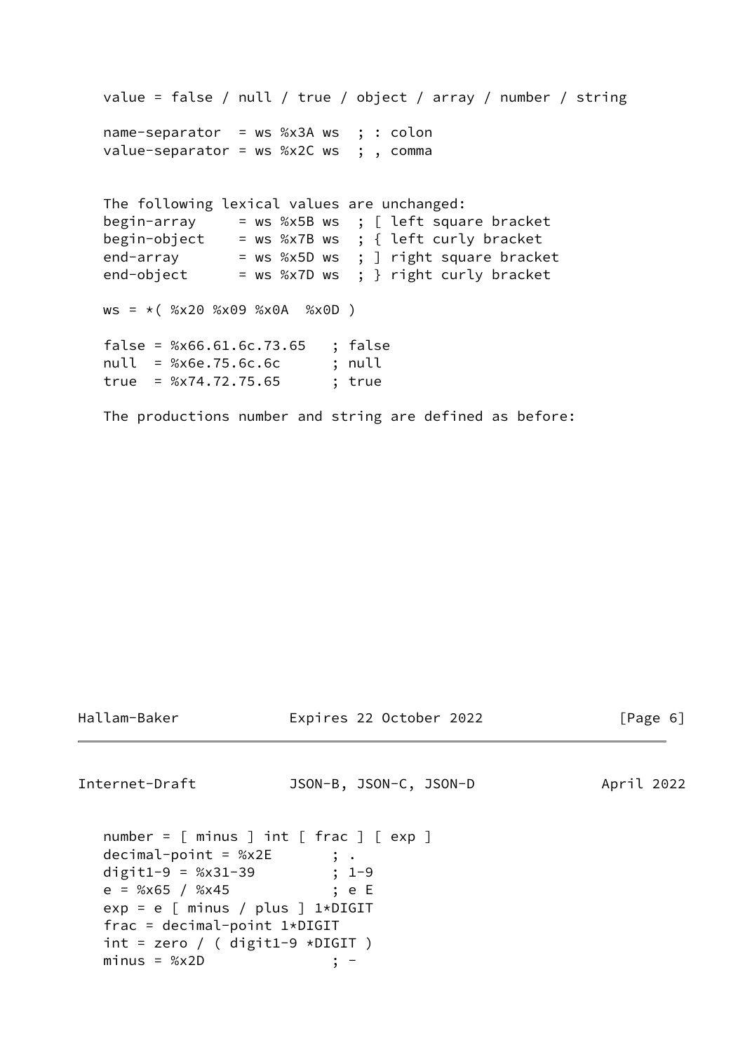```
value = false / null / true / object / array / number / string

name-separator  = ws %x3A ws  ; : colon
value-separator = ws %x2C ws  ; , comma
```

The following lexical values are unchanged:

```
begin-array     = ws %x5B ws  ; [ left square bracket
begin-object    = ws %x7B ws  ; { left curly bracket
end-array       = ws %x5D ws  ; ] right square bracket
end-object      = ws %x7D ws  ; } right curly bracket

ws = *( %x20 %x09 %x0A  %x0D )

false = %x66.61.6c.73.65   ; false
null  = %x6e.75.6c.6c      ; null
true  = %x74.72.75.65      ; true
```

The productions number and string are defined as before:

```
number = [ minus ] int [ frac ] [ exp ]
decimal-point = %x2E       ; .
digit1-9 = %x31-39         ; 1-9
e = %x65 / %x45            ; e E
exp = e [ minus / plus ] 1*DIGIT
frac = decimal-point 1*DIGIT
int = zero / ( digit1-9 *DIGIT )
minus = %x2D               ; -
```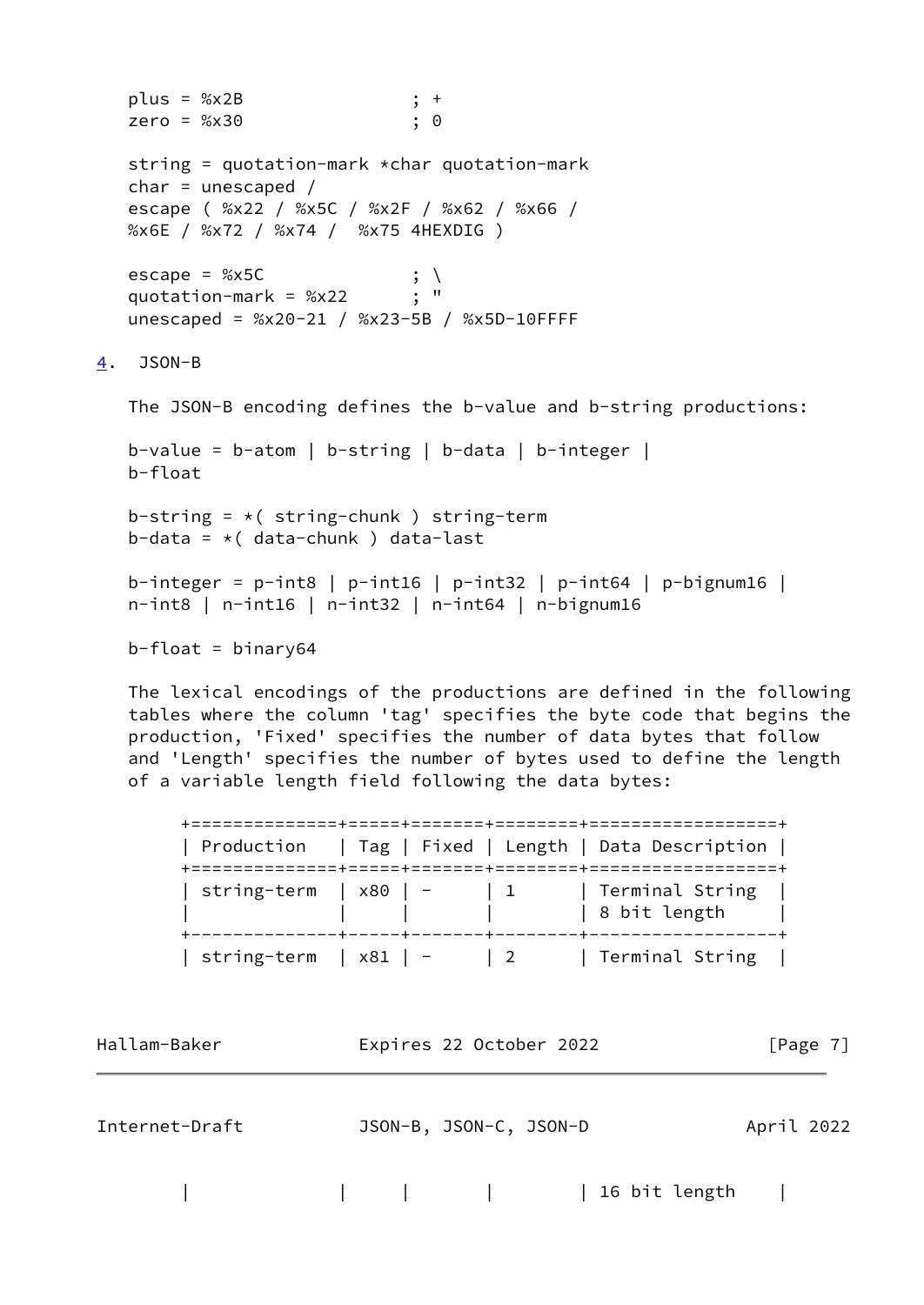```
plus = %x2B               ; +
zero = %x30               ; 0

string = quotation-mark *char quotation-mark
char = unescaped /
escape ( %x22 / %x5C / %x2F / %x62 / %x66 /
%x6E / %x72 / %x74 /  %x75 4HEXDIG )

escape = %x5C             ; \
quotation-mark = %x22     ; "
unescaped = %x20-21 / %x23-5B / %x5D-10FFFF
```

## 4. JSON-B

The JSON-B encoding defines the b-value and b-string productions:

```
b-value = b-atom | b-string | b-data | b-integer |
b-float

b-string = *( string-chunk ) string-term
b-data = *( data-chunk ) data-last

b-integer = p-int8 | p-int16 | p-int32 | p-int64 | p-bignum16 |
n-int8 | n-int16 | n-int32 | n-int64 | n-bignum16

b-float = binary64
```

The lexical encodings of the productions are defined in the following tables where the column 'tag' specifies the byte code that begins the production, 'Fixed' specifies the number of data bytes that follow and 'Length' specifies the number of bytes used to define the length of a variable length field following the data bytes:

| Production | Tag | Fixed | Length | Data Description |
|---|---|---|---|---|
| string-term | x80 | - | 1 | Terminal String 8 bit length |
| string-term | x81 | - | 2 | Terminal String 16 bit length |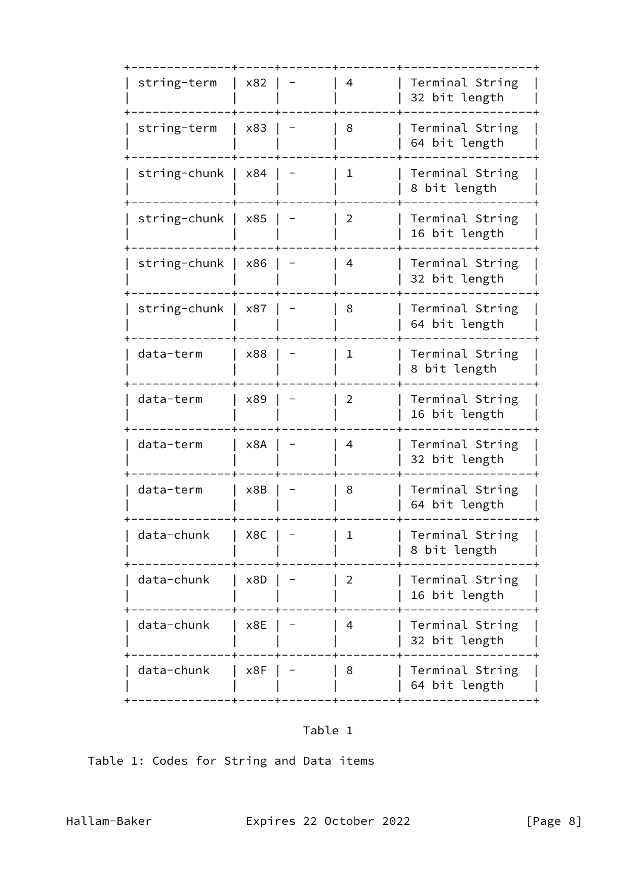| string-term | x82 | - | 4 | Terminal String 32 bit length |
|---|---|---|---|---|
| string-term | x83 | - | 8 | Terminal String 64 bit length |
| string-chunk | x84 | - | 1 | Terminal String 8 bit length |
| string-chunk | x85 | - | 2 | Terminal String 16 bit length |
| string-chunk | x86 | - | 4 | Terminal String 32 bit length |
| string-chunk | x87 | - | 8 | Terminal String 64 bit length |
| data-term | x88 | - | 1 | Terminal String 8 bit length |
| data-term | x89 | - | 2 | Terminal String 16 bit length |
| data-term | x8A | - | 4 | Terminal String 32 bit length |
| data-term | x8B | - | 8 | Terminal String 64 bit length |
| data-chunk | X8C | - | 1 | Terminal String 8 bit length |
| data-chunk | x8D | - | 2 | Terminal String 16 bit length |
| data-chunk | x8E | - | 4 | Terminal String 32 bit length |
| data-chunk | x8F | - | 8 | Terminal String 64 bit length |

Table 1

Table 1: Codes for String and Data items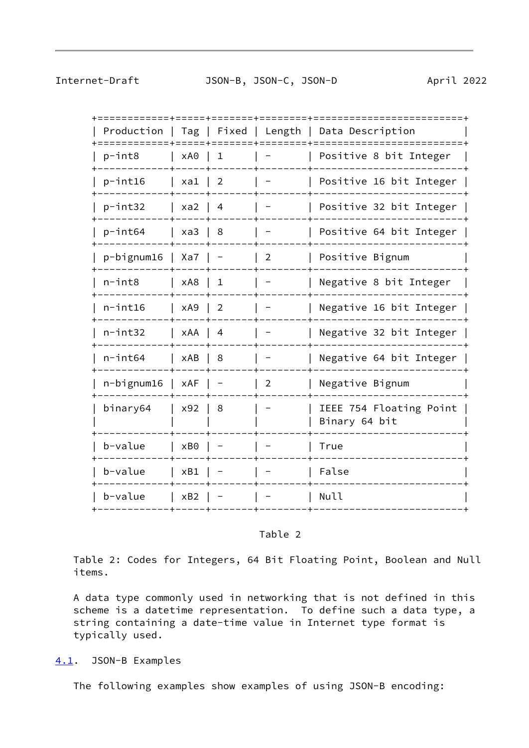| Production | Tag | Fixed | Length | Data Description |
|---|---|---|---|---|
| p-int8 | xA0 | 1 | - | Positive 8 bit Integer |
| p-int16 | xa1 | 2 | - | Positive 16 bit Integer |
| p-int32 | xa2 | 4 | - | Positive 32 bit Integer |
| p-int64 | xa3 | 8 | - | Positive 64 bit Integer |
| p-bignum16 | Xa7 | - | 2 | Positive Bignum |
| n-int8 | xA8 | 1 | - | Negative 8 bit Integer |
| n-int16 | xA9 | 2 | - | Negative 16 bit Integer |
| n-int32 | xAA | 4 | - | Negative 32 bit Integer |
| n-int64 | xAB | 8 | - | Negative 64 bit Integer |
| n-bignum16 | xAF | - | 2 | Negative Bignum |
| binary64 | x92 | 8 | - | IEEE 754 Floating Point Binary 64 bit |
| b-value | xB0 | - | - | True |
| b-value | xB1 | - | - | False |
| b-value | xB2 | - | - | Null |

Table 2

Table 2: Codes for Integers, 64 Bit Floating Point, Boolean and Null items.

A data type commonly used in networking that is not defined in this scheme is a datetime representation. To define such a data type, a string containing a date-time value in Internet type format is typically used.

## 4.1. JSON-B Examples

The following examples show examples of using JSON-B encoding: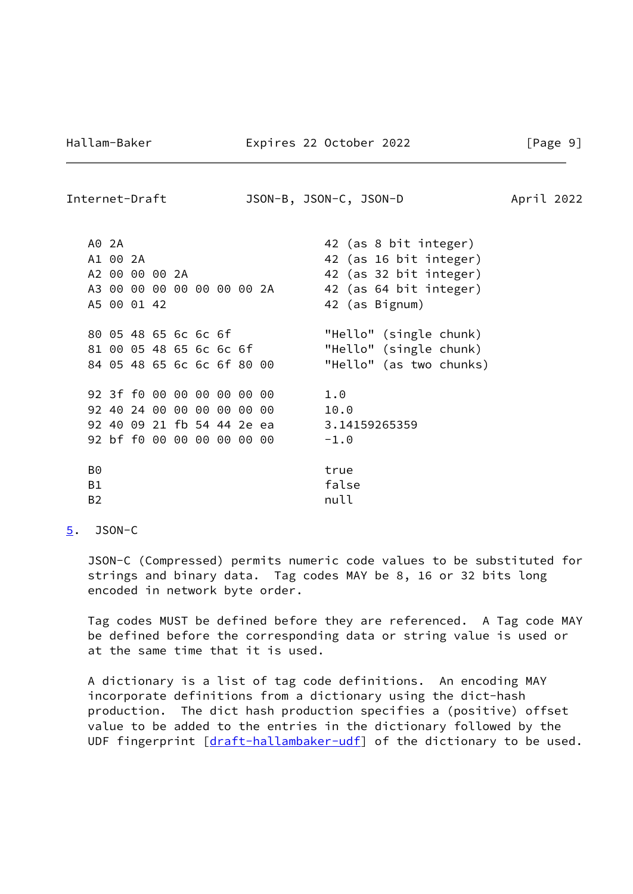```
A0 2A                         42 (as 8 bit integer)
A1 00 2A                      42 (as 16 bit integer)
A2 00 00 00 2A                42 (as 32 bit integer)
A3 00 00 00 00 00 00 00 2A    42 (as 64 bit integer)
A5 00 01 42                   42 (as Bignum)

80 05 48 65 6c 6c 6f          "Hello" (single chunk)
81 00 05 48 65 6c 6c 6f       "Hello" (single chunk)
84 05 48 65 6c 6c 6f 80 00    "Hello" (as two chunks)

92 3f f0 00 00 00 00 00 00    1.0
92 40 24 00 00 00 00 00 00    10.0
92 40 09 21 fb 54 44 2e ea    3.14159265359
92 bf f0 00 00 00 00 00 00    -1.0

B0                            true
B1                            false
B2                            null
```

## 5. JSON-C

JSON-C (Compressed) permits numeric code values to be substituted for strings and binary data. Tag codes MAY be 8, 16 or 32 bits long encoded in network byte order.

Tag codes MUST be defined before they are referenced. A Tag code MAY be defined before the corresponding data or string value is used or at the same time that it is used.

A dictionary is a list of tag code definitions. An encoding MAY incorporate definitions from a dictionary using the dict-hash production. The dict hash production specifies a (positive) offset value to be added to the entries in the dictionary followed by the UDF fingerprint [draft-hallambaker-udf] of the dictionary to be used.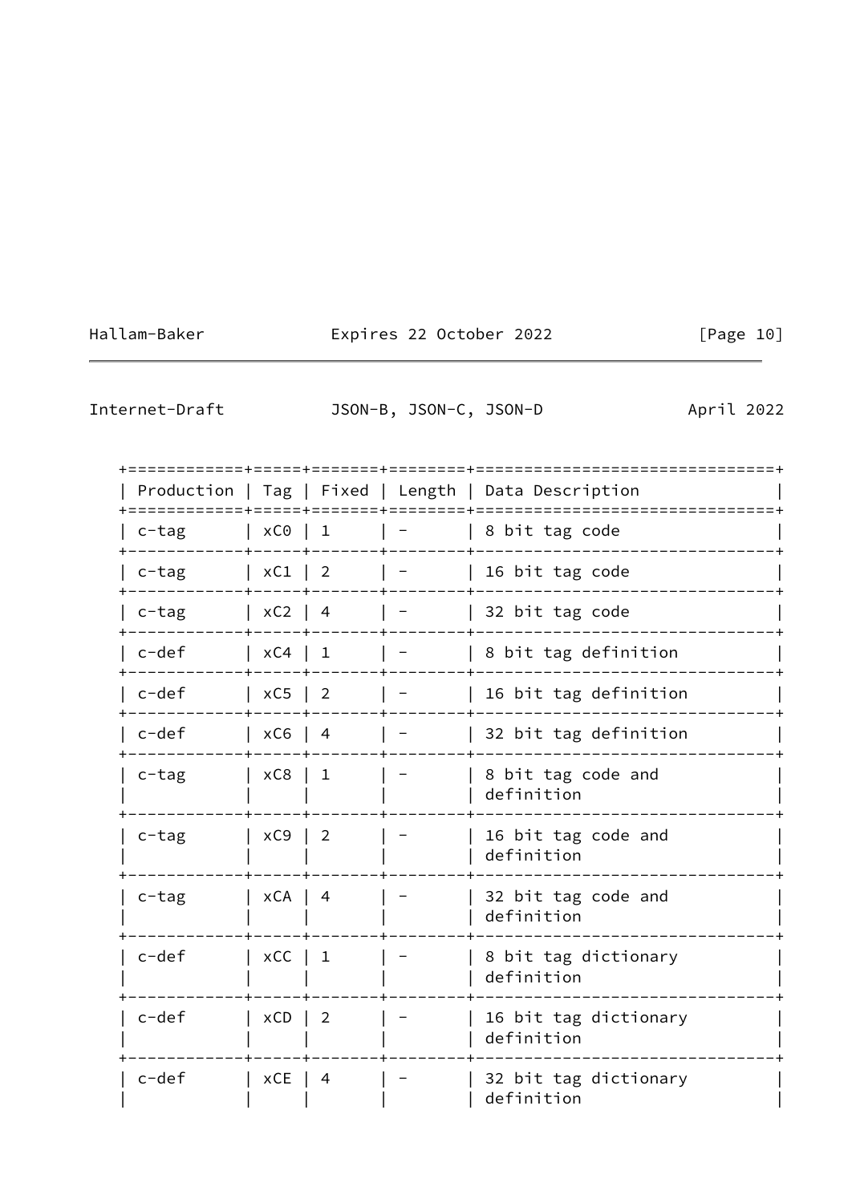| Production | Tag | Fixed | Length | Data Description |
|---|---|---|---|---|
| c-tag | xC0 | 1 | - | 8 bit tag code |
| c-tag | xC1 | 2 | - | 16 bit tag code |
| c-tag | xC2 | 4 | - | 32 bit tag code |
| c-def | xC4 | 1 | - | 8 bit tag definition |
| c-def | xC5 | 2 | - | 16 bit tag definition |
| c-def | xC6 | 4 | - | 32 bit tag definition |
| c-tag | xC8 | 1 | - | 8 bit tag code and definition |
| c-tag | xC9 | 2 | - | 16 bit tag code and definition |
| c-tag | xCA | 4 | - | 32 bit tag code and definition |
| c-def | xCC | 1 | - | 8 bit tag dictionary definition |
| c-def | xCD | 2 | - | 16 bit tag dictionary definition |
| c-def | xCE | 4 | - | 32 bit tag dictionary definition |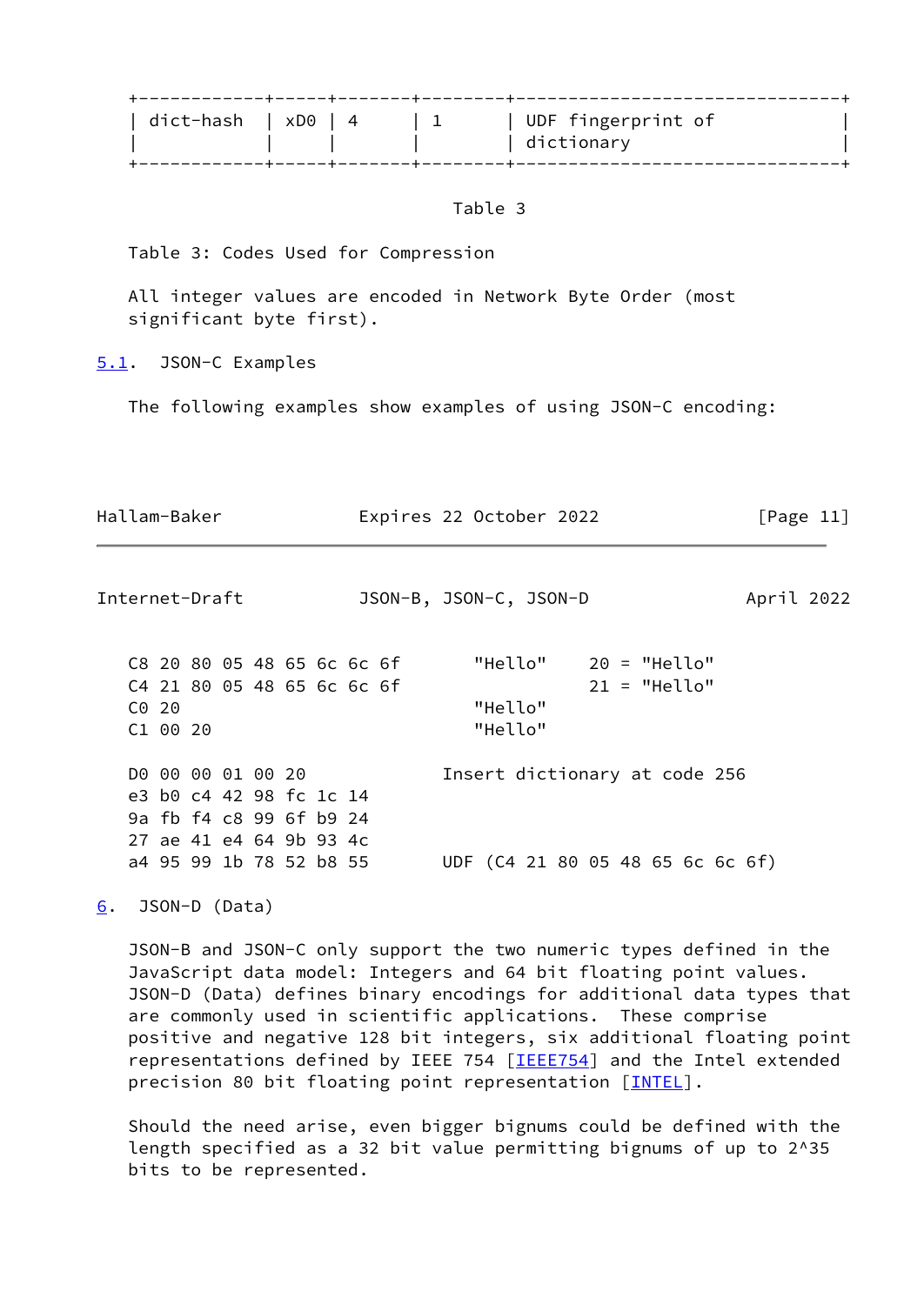| dict-hash | xD0 | 4 | 1 | UDF fingerprint of dictionary |
| --- | --- | --- | --- | --- |

Table 3

Table 3: Codes Used for Compression

All integer values are encoded in Network Byte Order (most significant byte first).

## 5.1. JSON-C Examples

The following examples show examples of using JSON-C encoding:

```
C8 20 80 05 48 65 6c 6c 6f        "Hello"    20 = "Hello"
C4 21 80 05 48 65 6c 6c 6f                   21 = "Hello"
C0 20                             "Hello"
C1 00 20                          "Hello"

D0 00 00 01 00 20               Insert dictionary at code 256
e3 b0 c4 42 98 fc 1c 14
9a fb f4 c8 99 6f b9 24
27 ae 41 e4 64 9b 93 4c
a4 95 99 1b 78 52 b8 55         UDF (C4 21 80 05 48 65 6c 6c 6f)
```

# 6. JSON-D (Data)

JSON-B and JSON-C only support the two numeric types defined in the JavaScript data model: Integers and 64 bit floating point values. JSON-D (Data) defines binary encodings for additional data types that are commonly used in scientific applications. These comprise positive and negative 128 bit integers, six additional floating point representations defined by IEEE 754 [IEEE754] and the Intel extended precision 80 bit floating point representation [INTEL].

Should the need arise, even bigger bignums could be defined with the length specified as a 32 bit value permitting bignums of up to 2^35 bits to be represented.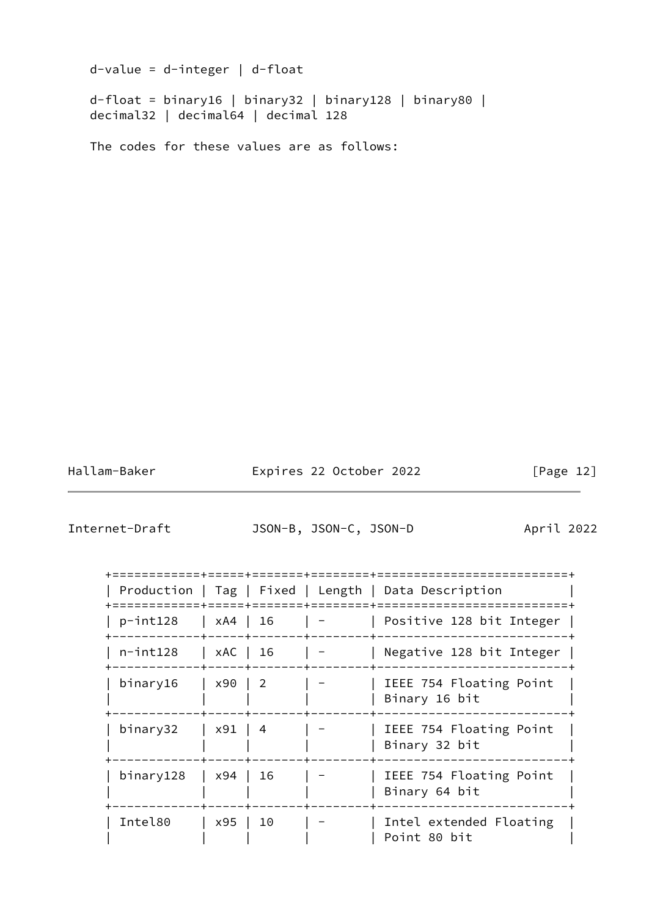```
d-value = d-integer | d-float

d-float = binary16 | binary32 | binary128 | binary80 |
decimal32 | decimal64 | decimal 128
```

The codes for these values are as follows:

| Production | Tag | Fixed | Length | Data Description |
|---|---|---|---|---|
| p-int128 | xA4 | 16 | - | Positive 128 bit Integer |
| n-int128 | xAC | 16 | - | Negative 128 bit Integer |
| binary16 | x90 | 2 | - | IEEE 754 Floating Point Binary 16 bit |
| binary32 | x91 | 4 | - | IEEE 754 Floating Point Binary 32 bit |
| binary128 | x94 | 16 | - | IEEE 754 Floating Point Binary 64 bit |
| Intel80 | x95 | 10 | - | Intel extended Floating Point 80 bit |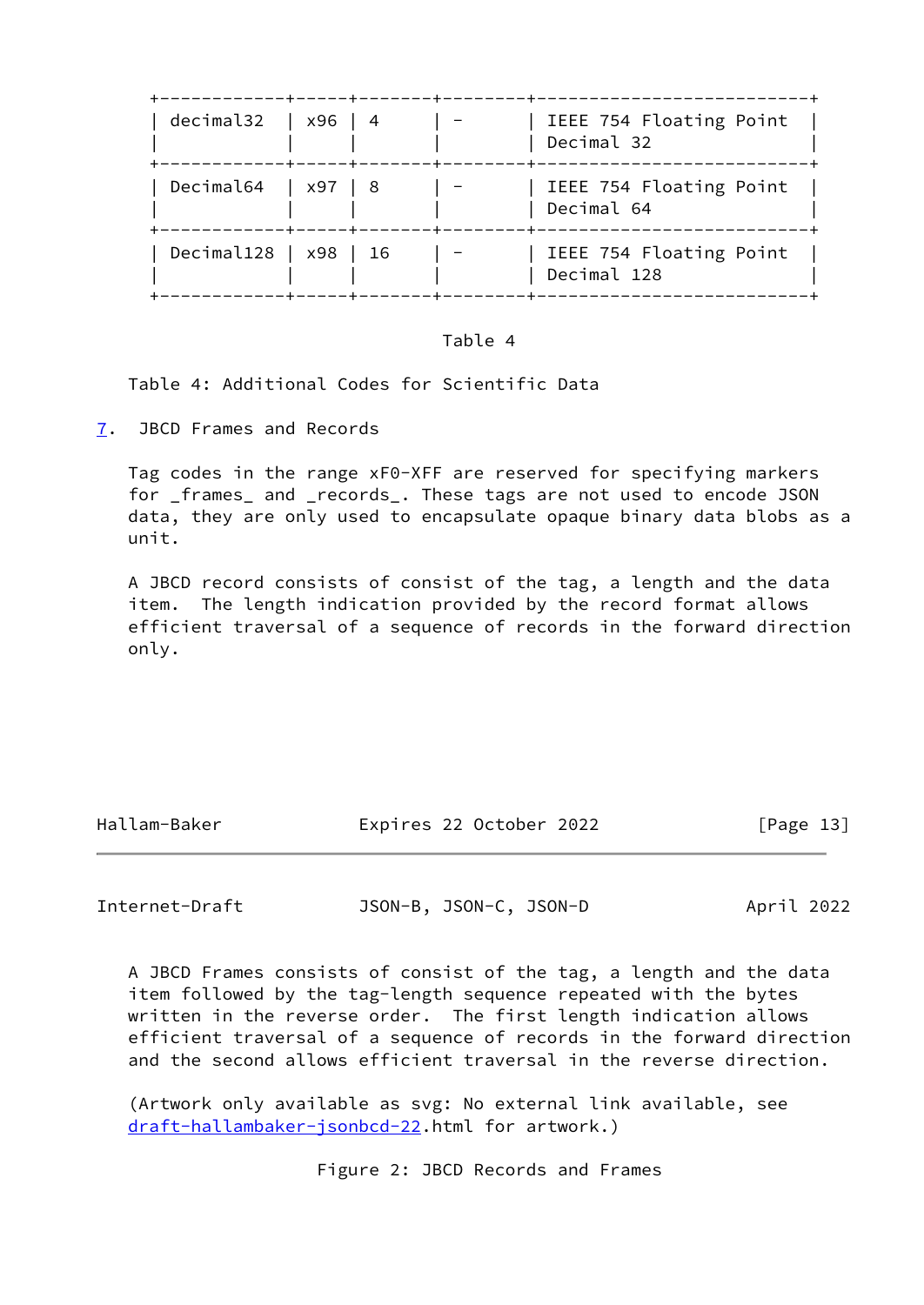| decimal32 | x96 | 4 | - | IEEE 754 Floating Point Decimal 32 |
|---|---|---|---|---|
| Decimal64 | x97 | 8 | - | IEEE 754 Floating Point Decimal 64 |
| Decimal128 | x98 | 16 | - | IEEE 754 Floating Point Decimal 128 |

Table 4

Table 4: Additional Codes for Scientific Data

## 7. JBCD Frames and Records

Tag codes in the range xF0-XFF are reserved for specifying markers for _frames_ and _records_. These tags are not used to encode JSON data, they are only used to encapsulate opaque binary data blobs as a unit.

A JBCD record consists of consist of the tag, a length and the data item. The length indication provided by the record format allows efficient traversal of a sequence of records in the forward direction only.

A JBCD Frames consists of consist of the tag, a length and the data item followed by the tag-length sequence repeated with the bytes written in the reverse order. The first length indication allows efficient traversal of a sequence of records in the forward direction and the second allows efficient traversal in the reverse direction.

(Artwork only available as svg: No external link available, see draft-hallambaker-jsonbcd-22.html for artwork.)

Figure 2: JBCD Records and Frames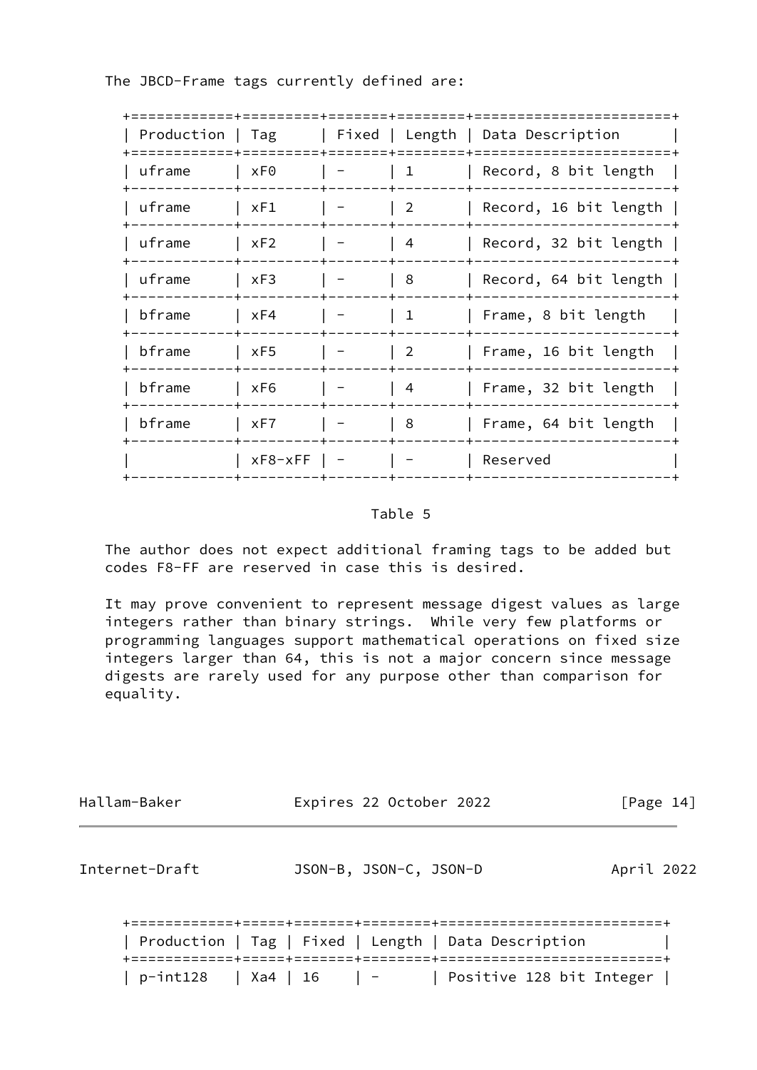The JBCD-Frame tags currently defined are:

| Production | Tag | Fixed | Length | Data Description |
|---|---|---|---|---|
| uframe | xF0 | - | 1 | Record, 8 bit length |
| uframe | xF1 | - | 2 | Record, 16 bit length |
| uframe | xF2 | - | 4 | Record, 32 bit length |
| uframe | xF3 | - | 8 | Record, 64 bit length |
| bframe | xF4 | - | 1 | Frame, 8 bit length |
| bframe | xF5 | - | 2 | Frame, 16 bit length |
| bframe | xF6 | - | 4 | Frame, 32 bit length |
| bframe | xF7 | - | 8 | Frame, 64 bit length |
| | xF8-xFF | - | - | Reserved |

Table 5

The author does not expect additional framing tags to be added but codes F8-FF are reserved in case this is desired.

It may prove convenient to represent message digest values as large integers rather than binary strings. While very few platforms or programming languages support mathematical operations on fixed size integers larger than 64, this is not a major concern since message digests are rarely used for any purpose other than comparison for equality.

| Production | Tag | Fixed | Length | Data Description |
|---|---|---|---|---|
| p-int128 | Xa4 | 16 | - | Positive 128 bit Integer |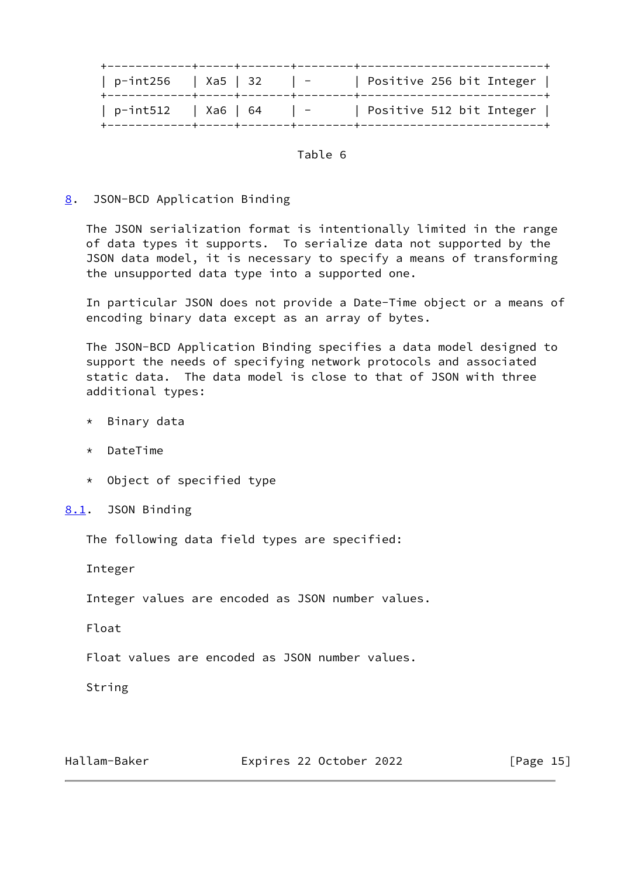| p-int256 | Xa5 | 32 | - | Positive 256 bit Integer |
|---|---|---|---|---|
| p-int512 | Xa6 | 64 | - | Positive 512 bit Integer |

Table 6

## 8. JSON-BCD Application Binding

The JSON serialization format is intentionally limited in the range of data types it supports. To serialize data not supported by the JSON data model, it is necessary to specify a means of transforming the unsupported data type into a supported one.

In particular JSON does not provide a Date-Time object or a means of encoding binary data except as an array of bytes.

The JSON-BCD Application Binding specifies a data model designed to support the needs of specifying network protocols and associated static data. The data model is close to that of JSON with three additional types:

* Binary data
* DateTime
* Object of specified type

### 8.1. JSON Binding

The following data field types are specified:

Integer

Integer values are encoded as JSON number values.

Float

Float values are encoded as JSON number values.

String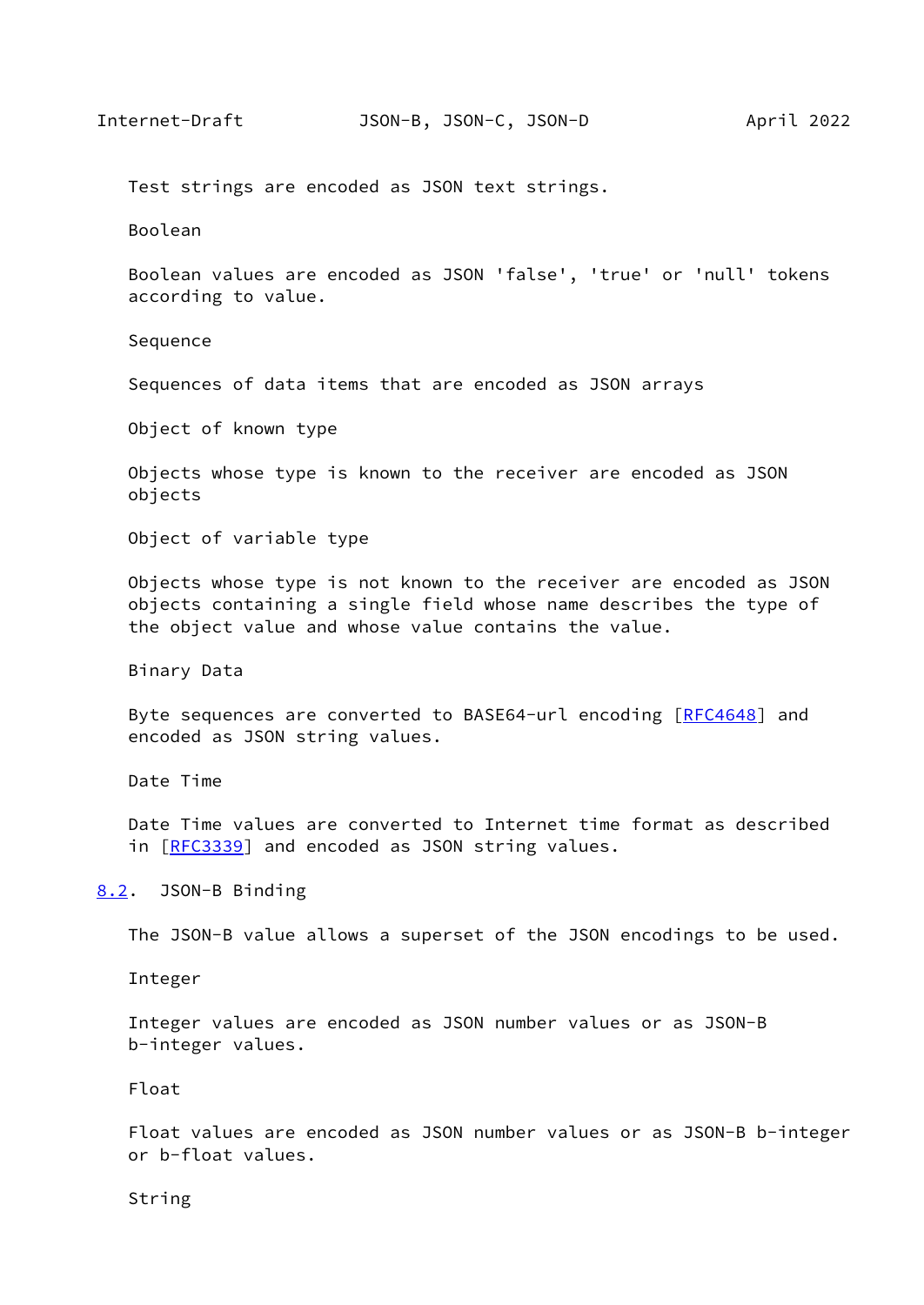Test strings are encoded as JSON text strings.

Boolean

Boolean values are encoded as JSON 'false', 'true' or 'null' tokens according to value.

Sequence

Sequences of data items that are encoded as JSON arrays

Object of known type

Objects whose type is known to the receiver are encoded as JSON objects

Object of variable type

Objects whose type is not known to the receiver are encoded as JSON objects containing a single field whose name describes the type of the object value and whose value contains the value.

Binary Data

Byte sequences are converted to BASE64-url encoding [RFC4648] and encoded as JSON string values.

Date Time

Date Time values are converted to Internet time format as described in [RFC3339] and encoded as JSON string values.

## 8.2. JSON-B Binding

The JSON-B value allows a superset of the JSON encodings to be used.

Integer

Integer values are encoded as JSON number values or as JSON-B b-integer values.

Float

Float values are encoded as JSON number values or as JSON-B b-integer or b-float values.

String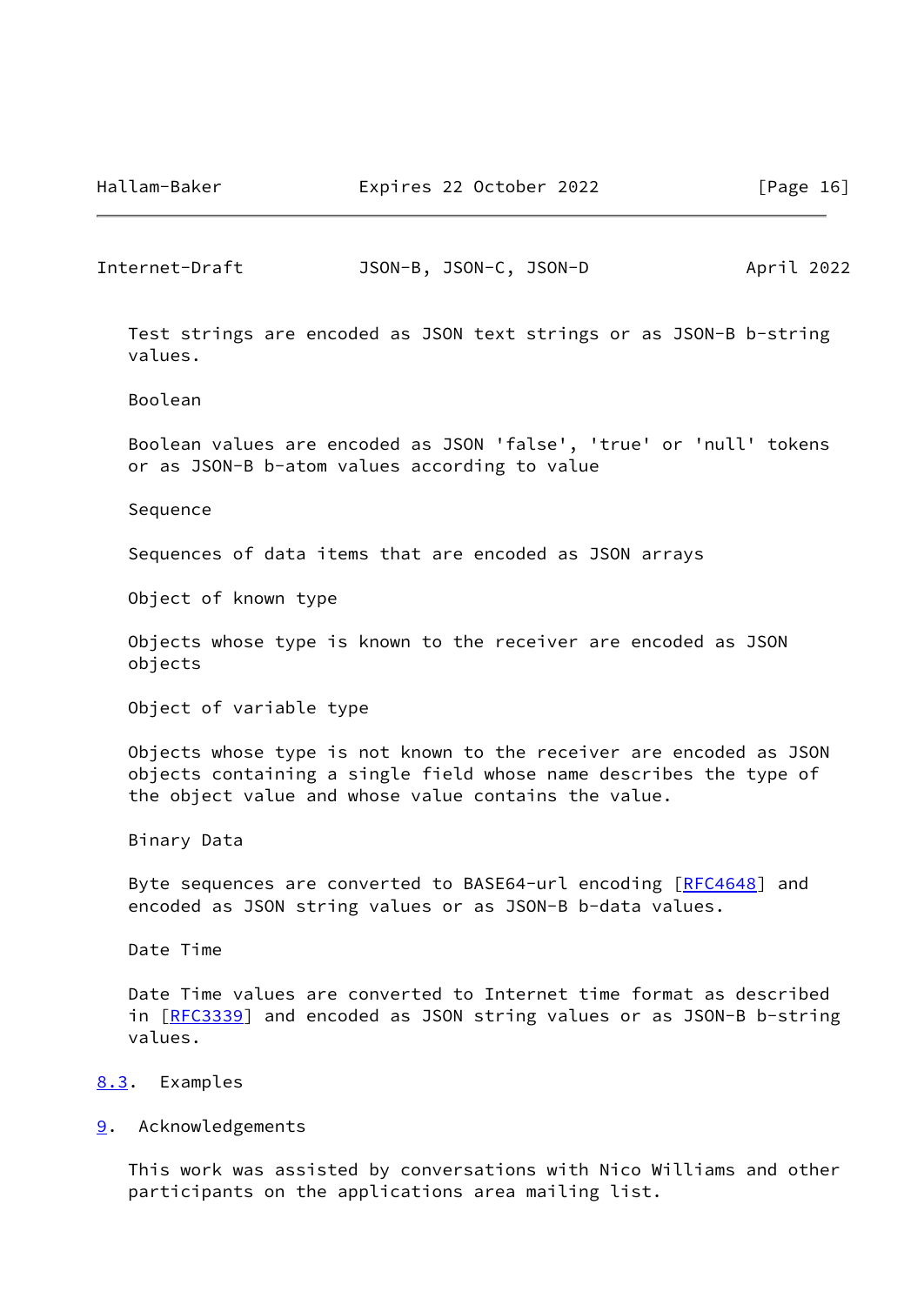Test strings are encoded as JSON text strings or as JSON-B b-string values.

Boolean

Boolean values are encoded as JSON 'false', 'true' or 'null' tokens or as JSON-B b-atom values according to value

Sequence

Sequences of data items that are encoded as JSON arrays

Object of known type

Objects whose type is known to the receiver are encoded as JSON objects

Object of variable type

Objects whose type is not known to the receiver are encoded as JSON objects containing a single field whose name describes the type of the object value and whose value contains the value.

Binary Data

Byte sequences are converted to BASE64-url encoding [RFC4648] and encoded as JSON string values or as JSON-B b-data values.

Date Time

Date Time values are converted to Internet time format as described in [RFC3339] and encoded as JSON string values or as JSON-B b-string values.

### 8.3. Examples

## 9. Acknowledgements

This work was assisted by conversations with Nico Williams and other participants on the applications area mailing list.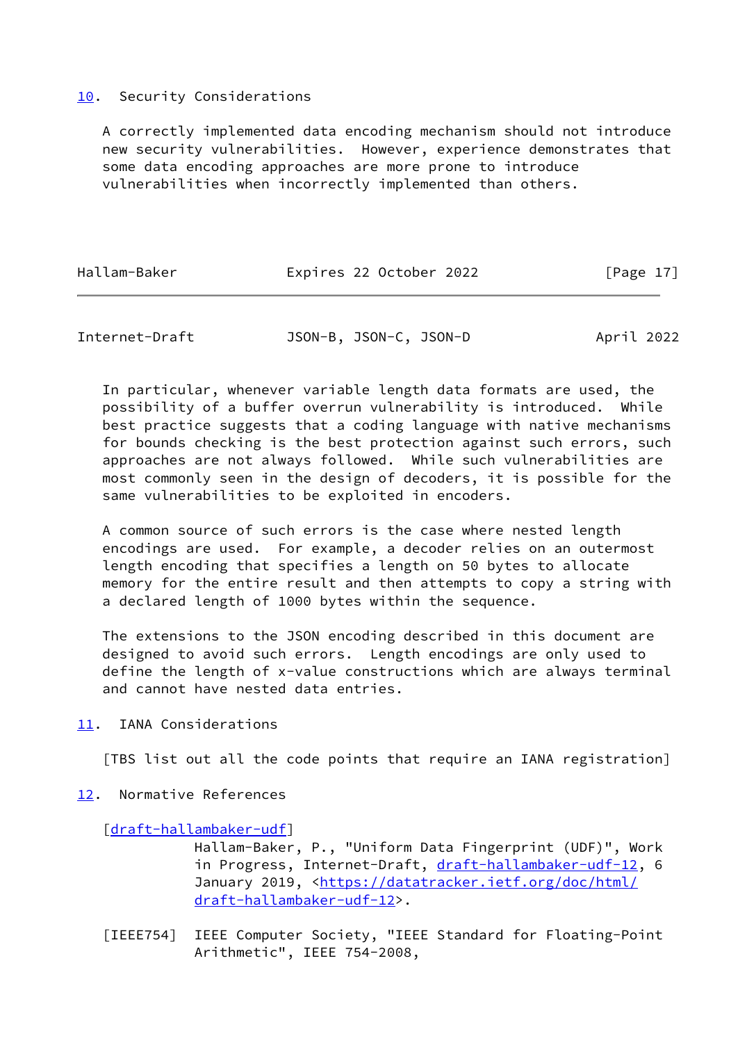## 10. Security Considerations

A correctly implemented data encoding mechanism should not introduce new security vulnerabilities. However, experience demonstrates that some data encoding approaches are more prone to introduce vulnerabilities when incorrectly implemented than others.

In particular, whenever variable length data formats are used, the possibility of a buffer overrun vulnerability is introduced. While best practice suggests that a coding language with native mechanisms for bounds checking is the best protection against such errors, such approaches are not always followed. While such vulnerabilities are most commonly seen in the design of decoders, it is possible for the same vulnerabilities to be exploited in encoders.

A common source of such errors is the case where nested length encodings are used. For example, a decoder relies on an outermost length encoding that specifies a length on 50 bytes to allocate memory for the entire result and then attempts to copy a string with a declared length of 1000 bytes within the sequence.

The extensions to the JSON encoding described in this document are designed to avoid such errors. Length encodings are only used to define the length of x-value constructions which are always terminal and cannot have nested data entries.

## 11. IANA Considerations

[TBS list out all the code points that require an IANA registration]

## 12. Normative References

[draft-hallambaker-udf]
Hallam-Baker, P., "Uniform Data Fingerprint (UDF)", Work in Progress, Internet-Draft, draft-hallambaker-udf-12, 6 January 2019, <https://datatracker.ietf.org/doc/html/draft-hallambaker-udf-12>.

[IEEE754] IEEE Computer Society, "IEEE Standard for Floating-Point Arithmetic", IEEE 754-2008,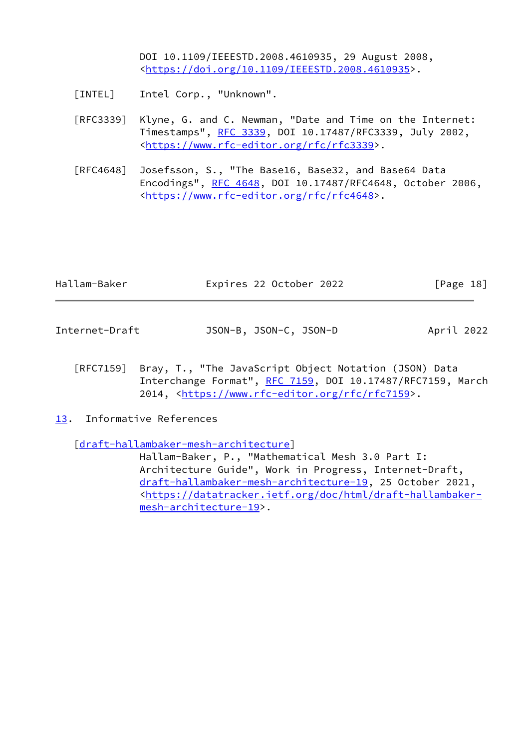DOI 10.1109/IEEESTD.2008.4610935, 29 August 2008, <https://doi.org/10.1109/IEEESTD.2008.4610935>.

[INTEL] Intel Corp., "Unknown".

[RFC3339] Klyne, G. and C. Newman, "Date and Time on the Internet: Timestamps", RFC 3339, DOI 10.17487/RFC3339, July 2002, <https://www.rfc-editor.org/rfc/rfc3339>.

[RFC4648] Josefsson, S., "The Base16, Base32, and Base64 Data Encodings", RFC 4648, DOI 10.17487/RFC4648, October 2006, <https://www.rfc-editor.org/rfc/rfc4648>.

[RFC7159] Bray, T., "The JavaScript Object Notation (JSON) Data Interchange Format", RFC 7159, DOI 10.17487/RFC7159, March 2014, <https://www.rfc-editor.org/rfc/rfc7159>.

## 13. Informative References

[draft-hallambaker-mesh-architecture]
Hallam-Baker, P., "Mathematical Mesh 3.0 Part I: Architecture Guide", Work in Progress, Internet-Draft, draft-hallambaker-mesh-architecture-19, 25 October 2021, <https://datatracker.ietf.org/doc/html/draft-hallambaker-mesh-architecture-19>.